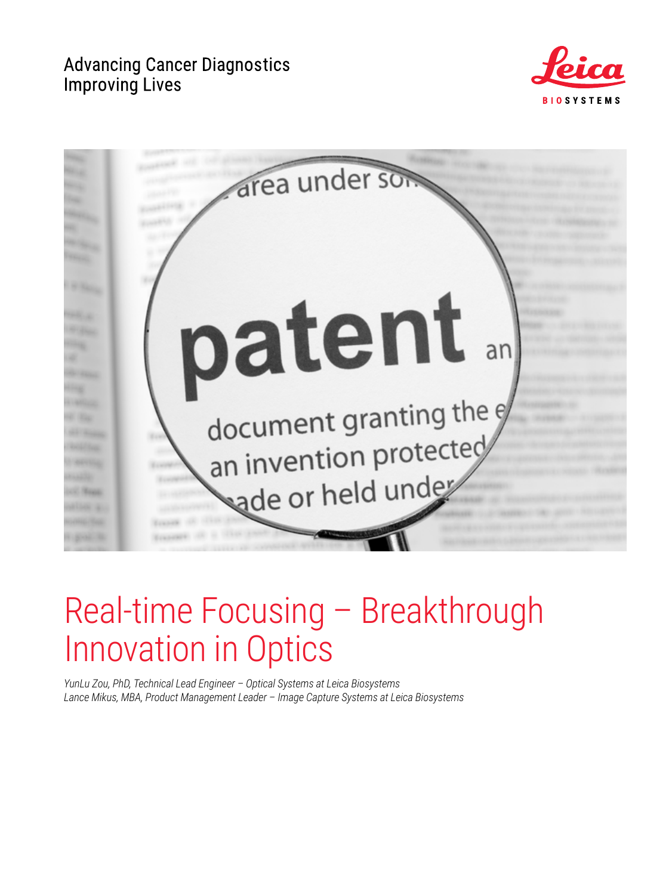Advancing Cancer Diagnostics
Improving Lives

# Real-time Focusing – Breakthrough Innovation in Optics

*YunLu Zou, PhD, Technical Lead Engineer – Optical Systems at Leica Biosystems*
*Lance Mikus, MBA, Product Management Leader – Image Capture Systems at Leica Biosystems*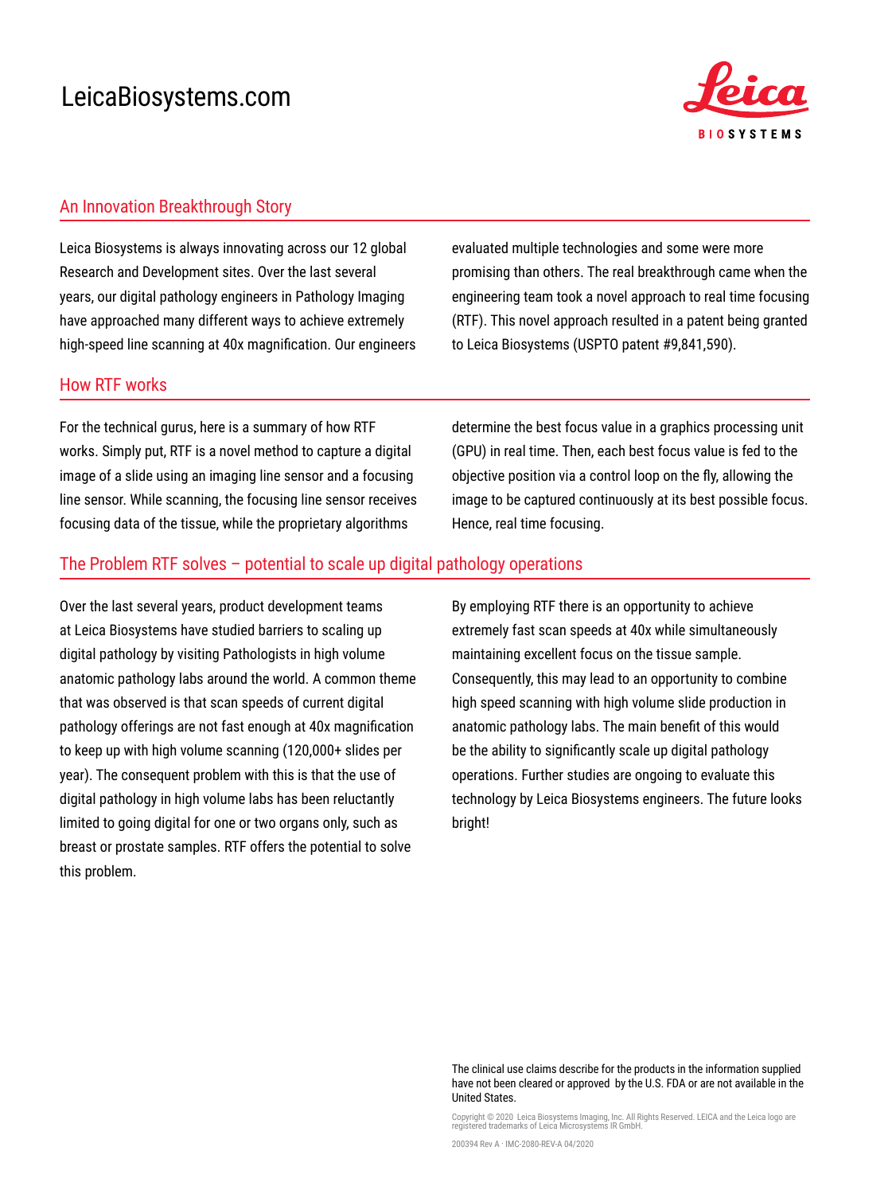LeicaBiosystems.com

## An Innovation Breakthrough Story

Leica Biosystems is always innovating across our 12 global Research and Development sites. Over the last several years, our digital pathology engineers in Pathology Imaging have approached many different ways to achieve extremely high-speed line scanning at 40x magnification. Our engineers evaluated multiple technologies and some were more promising than others. The real breakthrough came when the engineering team took a novel approach to real time focusing (RTF). This novel approach resulted in a patent being granted to Leica Biosystems (USPTO patent #9,841,590).

## How RTF works

For the technical gurus, here is a summary of how RTF works. Simply put, RTF is a novel method to capture a digital image of a slide using an imaging line sensor and a focusing line sensor. While scanning, the focusing line sensor receives focusing data of the tissue, while the proprietary algorithms determine the best focus value in a graphics processing unit (GPU) in real time. Then, each best focus value is fed to the objective position via a control loop on the fly, allowing the image to be captured continuously at its best possible focus. Hence, real time focusing.

## The Problem RTF solves – potential to scale up digital pathology operations

Over the last several years, product development teams at Leica Biosystems have studied barriers to scaling up digital pathology by visiting Pathologists in high volume anatomic pathology labs around the world. A common theme that was observed is that scan speeds of current digital pathology offerings are not fast enough at 40x magnification to keep up with high volume scanning (120,000+ slides per year). The consequent problem with this is that the use of digital pathology in high volume labs has been reluctantly limited to going digital for one or two organs only, such as breast or prostate samples. RTF offers the potential to solve this problem.

By employing RTF there is an opportunity to achieve extremely fast scan speeds at 40x while simultaneously maintaining excellent focus on the tissue sample. Consequently, this may lead to an opportunity to combine high speed scanning with high volume slide production in anatomic pathology labs. The main benefit of this would be the ability to significantly scale up digital pathology operations. Further studies are ongoing to evaluate this technology by Leica Biosystems engineers. The future looks bright!

The clinical use claims describe for the products in the information supplied have not been cleared or approved by the U.S. FDA or are not available in the United States.

Copyright © 2020 Leica Biosystems Imaging, Inc. All Rights Reserved. LEICA and the Leica logo are registered trademarks of Leica Microsystems IR GmbH.

200394 Rev A · IMC-2080-REV-A 04/2020